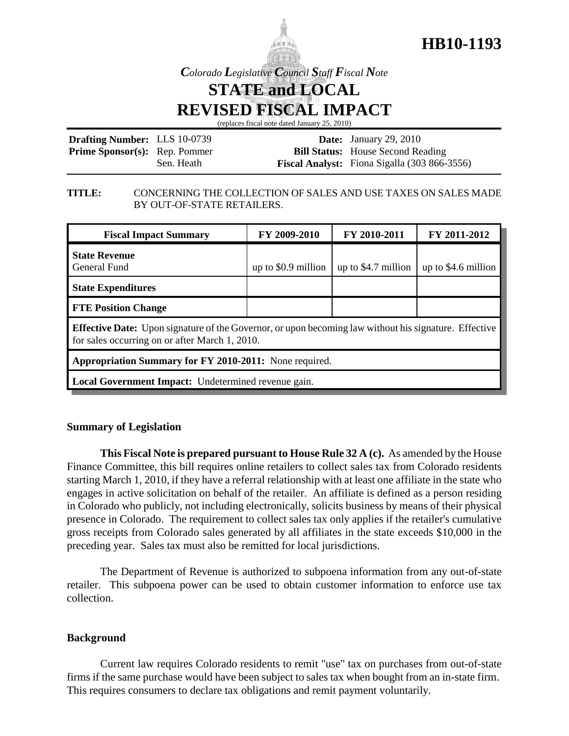# HB10-1193

*Colorado Legislative Council Staff Fiscal Note*

## STATE and LOCAL REVISED FISCAL IMPACT

(replaces fiscal note dated January 25, 2010)

| | | | |
|---|---|---|---|
| **Drafting Number:** | LLS 10-0739 | **Date:** | January 29, 2010 |
| **Prime Sponsor(s):** | Rep. Pommer<br>Sen. Heath | **Bill Status:** | House Second Reading |
| | | **Fiscal Analyst:** | Fiona Sigalla (303 866-3556) |

**TITLE:** CONCERNING THE COLLECTION OF SALES AND USE TAXES ON SALES MADE BY OUT-OF-STATE RETAILERS.

| Fiscal Impact Summary | FY 2009-2010 | FY 2010-2011 | FY 2011-2012 |
|---|---|---|---|
| **State Revenue**<br>General Fund | up to $0.9 million | up to $4.7 million | up to $4.6 million |
| **State Expenditures** | | | |
| **FTE Position Change** | | | |
| **Effective Date:** Upon signature of the Governor, or upon becoming law without his signature. Effective for sales occurring on or after March 1, 2010. | | | |
| **Appropriation Summary for FY 2010-2011:** None required. | | | |
| **Local Government Impact:** Undetermined revenue gain. | | | |

### Summary of Legislation

**This Fiscal Note is prepared pursuant to House Rule 32 A (c).** As amended by the House Finance Committee, this bill requires online retailers to collect sales tax from Colorado residents starting March 1, 2010, if they have a referral relationship with at least one affiliate in the state who engages in active solicitation on behalf of the retailer. An affiliate is defined as a person residing in Colorado who publicly, not including electronically, solicits business by means of their physical presence in Colorado. The requirement to collect sales tax only applies if the retailer's cumulative gross receipts from Colorado sales generated by all affiliates in the state exceeds $10,000 in the preceding year. Sales tax must also be remitted for local jurisdictions.

The Department of Revenue is authorized to subpoena information from any out-of-state retailer. This subpoena power can be used to obtain customer information to enforce use tax collection.

### Background

Current law requires Colorado residents to remit "use" tax on purchases from out-of-state firms if the same purchase would have been subject to sales tax when bought from an in-state firm. This requires consumers to declare tax obligations and remit payment voluntarily.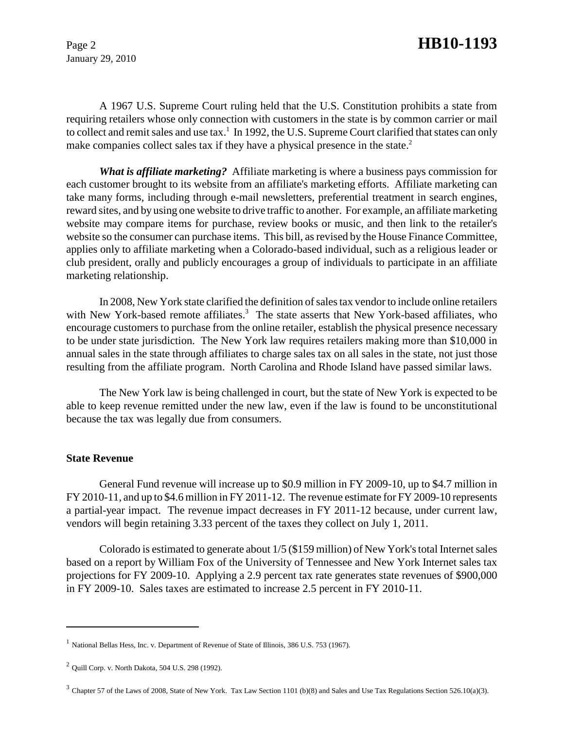A 1967 U.S. Supreme Court ruling held that the U.S. Constitution prohibits a state from requiring retailers whose only connection with customers in the state is by common carrier or mail to collect and remit sales and use tax.[1] In 1992, the U.S. Supreme Court clarified that states can only make companies collect sales tax if they have a physical presence in the state.[2]

***What is affiliate marketing?*** Affiliate marketing is where a business pays commission for each customer brought to its website from an affiliate's marketing efforts. Affiliate marketing can take many forms, including through e-mail newsletters, preferential treatment in search engines, reward sites, and by using one website to drive traffic to another. For example, an affiliate marketing website may compare items for purchase, review books or music, and then link to the retailer's website so the consumer can purchase items. This bill, as revised by the House Finance Committee, applies only to affiliate marketing when a Colorado-based individual, such as a religious leader or club president, orally and publicly encourages a group of individuals to participate in an affiliate marketing relationship.

In 2008, New York state clarified the definition of sales tax vendor to include online retailers with New York-based remote affiliates.[3] The state asserts that New York-based affiliates, who encourage customers to purchase from the online retailer, establish the physical presence necessary to be under state jurisdiction. The New York law requires retailers making more than $10,000 in annual sales in the state through affiliates to charge sales tax on all sales in the state, not just those resulting from the affiliate program. North Carolina and Rhode Island have passed similar laws.

The New York law is being challenged in court, but the state of New York is expected to be able to keep revenue remitted under the new law, even if the law is found to be unconstitutional because the tax was legally due from consumers.

## State Revenue

General Fund revenue will increase up to $0.9 million in FY 2009-10, up to $4.7 million in FY 2010-11, and up to $4.6 million in FY 2011-12. The revenue estimate for FY 2009-10 represents a partial-year impact. The revenue impact decreases in FY 2011-12 because, under current law, vendors will begin retaining 3.33 percent of the taxes they collect on July 1, 2011.

Colorado is estimated to generate about 1/5 ($159 million) of New York's total Internet sales based on a report by William Fox of the University of Tennessee and New York Internet sales tax projections for FY 2009-10. Applying a 2.9 percent tax rate generates state revenues of $900,000 in FY 2009-10. Sales taxes are estimated to increase 2.5 percent in FY 2010-11.

---

[1] National Bellas Hess, Inc. v. Department of Revenue of State of Illinois, 386 U.S. 753 (1967).

[2] Quill Corp. v. North Dakota, 504 U.S. 298 (1992).

[3] Chapter 57 of the Laws of 2008, State of New York. Tax Law Section 1101 (b)(8) and Sales and Use Tax Regulations Section 526.10(a)(3).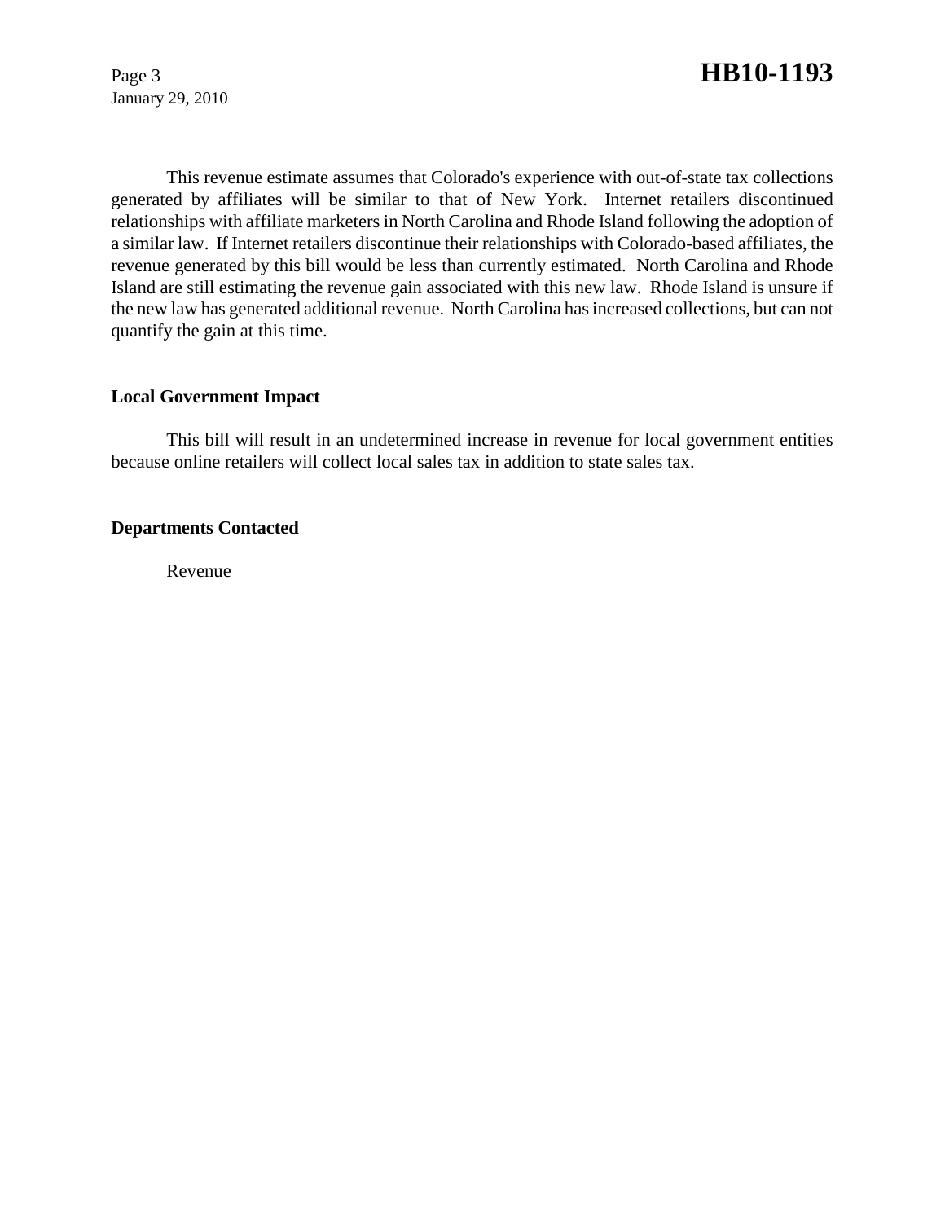This revenue estimate assumes that Colorado's experience with out-of-state tax collections generated by affiliates will be similar to that of New York. Internet retailers discontinued relationships with affiliate marketers in North Carolina and Rhode Island following the adoption of a similar law. If Internet retailers discontinue their relationships with Colorado-based affiliates, the revenue generated by this bill would be less than currently estimated. North Carolina and Rhode Island are still estimating the revenue gain associated with this new law. Rhode Island is unsure if the new law has generated additional revenue. North Carolina has increased collections, but can not quantify the gain at this time.

**Local Government Impact**

This bill will result in an undetermined increase in revenue for local government entities because online retailers will collect local sales tax in addition to state sales tax.

**Departments Contacted**

Revenue